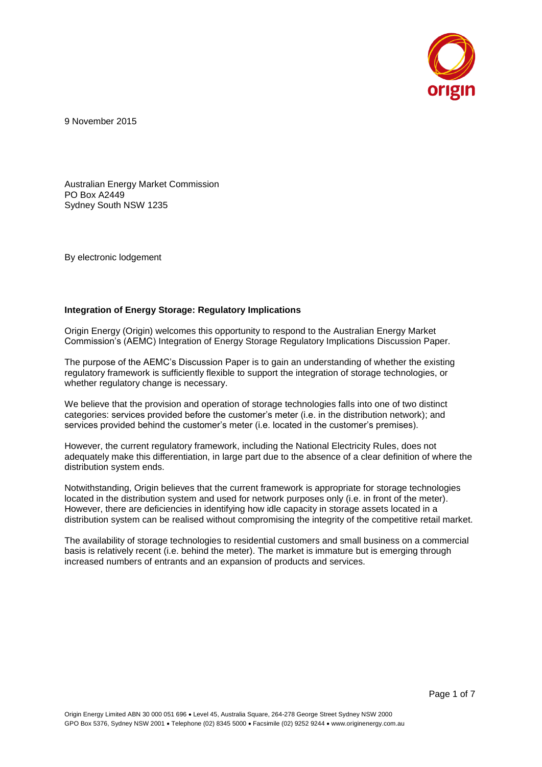9 November 2015

Australian Energy Market Commission
PO Box A2449
Sydney South NSW 1235

By electronic lodgement

**Integration of Energy Storage: Regulatory Implications**

Origin Energy (Origin) welcomes this opportunity to respond to the Australian Energy Market Commission's (AEMC) Integration of Energy Storage Regulatory Implications Discussion Paper.

The purpose of the AEMC's Discussion Paper is to gain an understanding of whether the existing regulatory framework is sufficiently flexible to support the integration of storage technologies, or whether regulatory change is necessary.

We believe that the provision and operation of storage technologies falls into one of two distinct categories: services provided before the customer's meter (i.e. in the distribution network); and services provided behind the customer's meter (i.e. located in the customer's premises).

However, the current regulatory framework, including the National Electricity Rules, does not adequately make this differentiation, in large part due to the absence of a clear definition of where the distribution system ends.

Notwithstanding, Origin believes that the current framework is appropriate for storage technologies located in the distribution system and used for network purposes only (i.e. in front of the meter). However, there are deficiencies in identifying how idle capacity in storage assets located in a distribution system can be realised without compromising the integrity of the competitive retail market.

The availability of storage technologies to residential customers and small business on a commercial basis is relatively recent (i.e. behind the meter). The market is immature but is emerging through increased numbers of entrants and an expansion of products and services.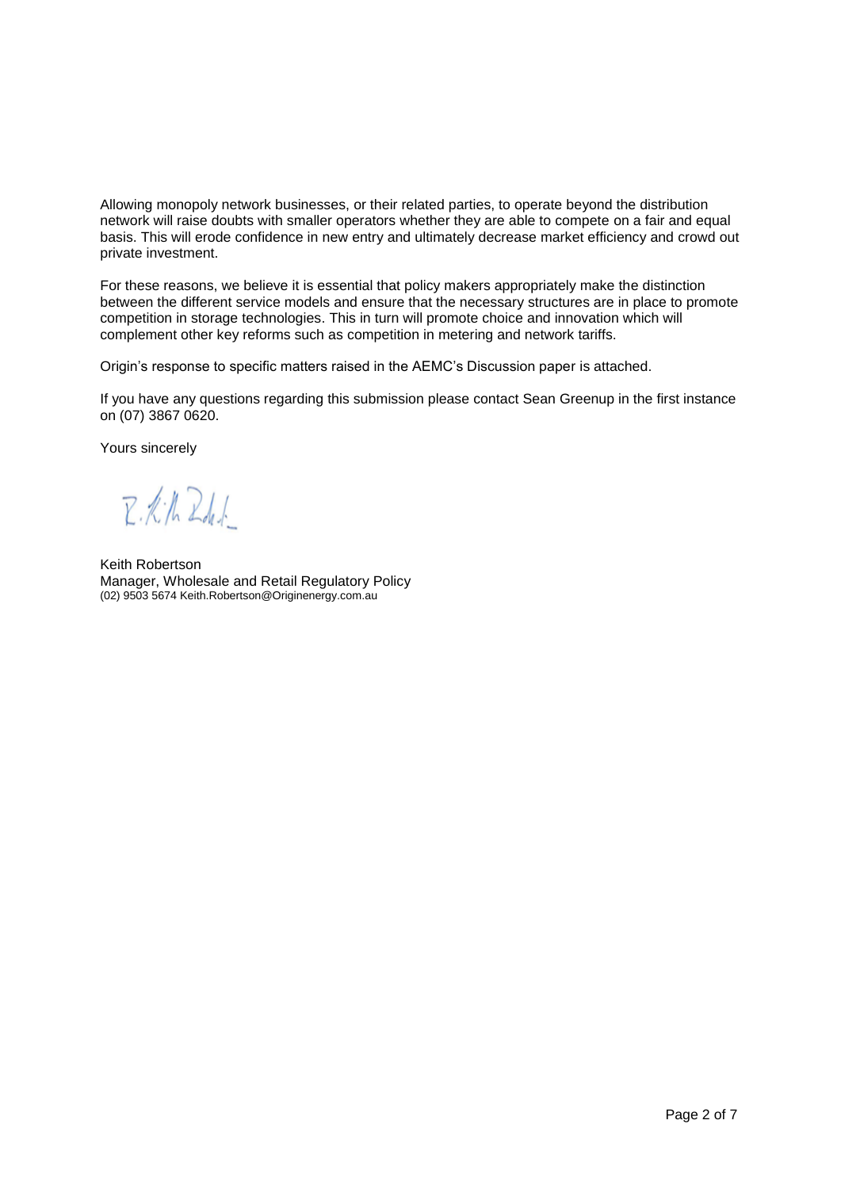Allowing monopoly network businesses, or their related parties, to operate beyond the distribution network will raise doubts with smaller operators whether they are able to compete on a fair and equal basis. This will erode confidence in new entry and ultimately decrease market efficiency and crowd out private investment.

For these reasons, we believe it is essential that policy makers appropriately make the distinction between the different service models and ensure that the necessary structures are in place to promote competition in storage technologies. This in turn will promote choice and innovation which will complement other key reforms such as competition in metering and network tariffs.

Origin's response to specific matters raised in the AEMC's Discussion paper is attached.

If you have any questions regarding this submission please contact Sean Greenup in the first instance on (07) 3867 0620.

Yours sincerely

Keith Robertson
Manager, Wholesale and Retail Regulatory Policy
(02) 9503 5674 Keith.Robertson@Originenergy.com.au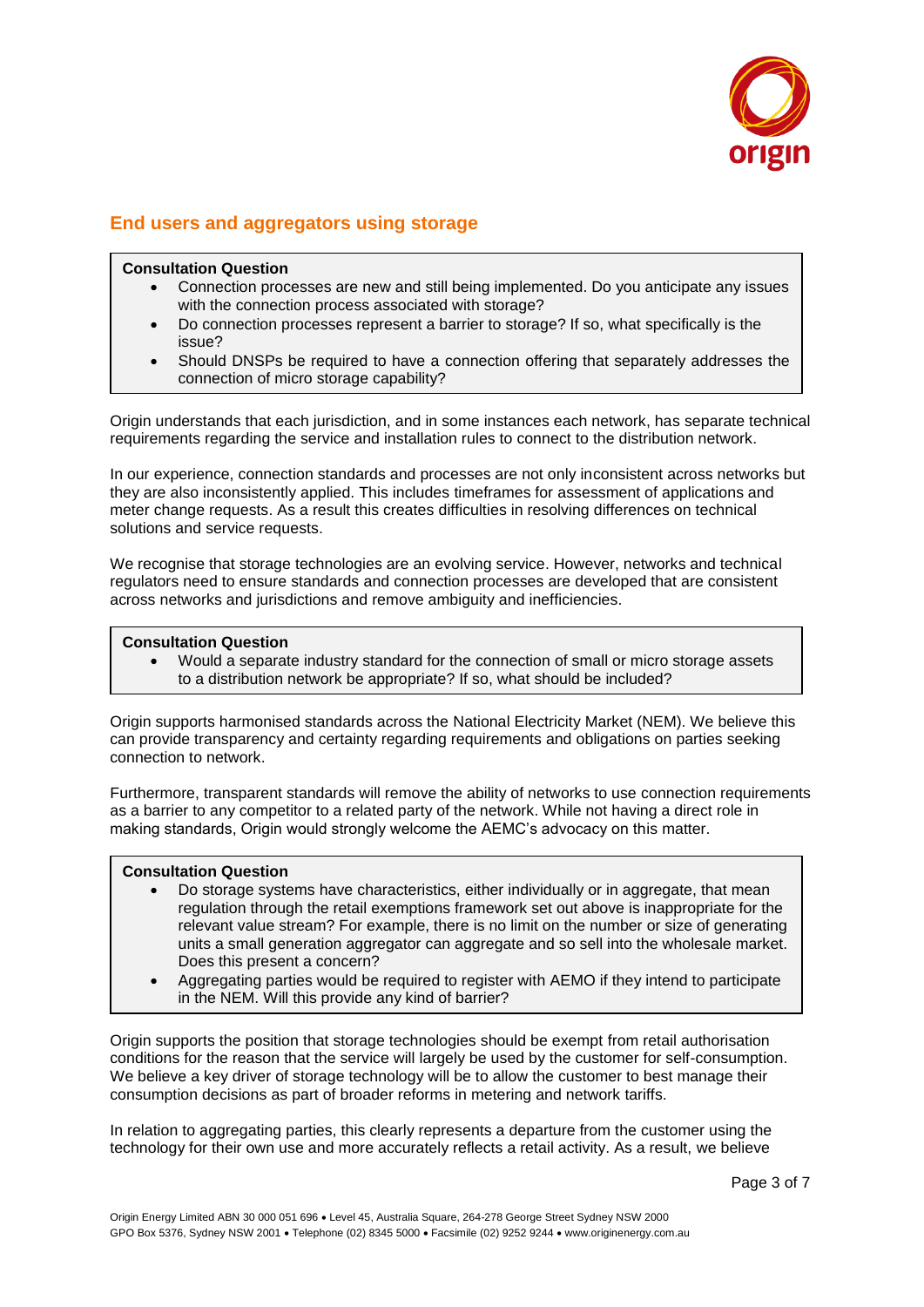## End users and aggregators using storage

> **Consultation Question**
> - Connection processes are new and still being implemented. Do you anticipate any issues with the connection process associated with storage?
> - Do connection processes represent a barrier to storage? If so, what specifically is the issue?
> - Should DNSPs be required to have a connection offering that separately addresses the connection of micro storage capability?

Origin understands that each jurisdiction, and in some instances each network, has separate technical requirements regarding the service and installation rules to connect to the distribution network.

In our experience, connection standards and processes are not only inconsistent across networks but they are also inconsistently applied. This includes timeframes for assessment of applications and meter change requests. As a result this creates difficulties in resolving differences on technical solutions and service requests.

We recognise that storage technologies are an evolving service. However, networks and technical regulators need to ensure standards and connection processes are developed that are consistent across networks and jurisdictions and remove ambiguity and inefficiencies.

> **Consultation Question**
> - Would a separate industry standard for the connection of small or micro storage assets to a distribution network be appropriate? If so, what should be included?

Origin supports harmonised standards across the National Electricity Market (NEM). We believe this can provide transparency and certainty regarding requirements and obligations on parties seeking connection to network.

Furthermore, transparent standards will remove the ability of networks to use connection requirements as a barrier to any competitor to a related party of the network. While not having a direct role in making standards, Origin would strongly welcome the AEMC's advocacy on this matter.

> **Consultation Question**
> - Do storage systems have characteristics, either individually or in aggregate, that mean regulation through the retail exemptions framework set out above is inappropriate for the relevant value stream? For example, there is no limit on the number or size of generating units a small generation aggregator can aggregate and so sell into the wholesale market. Does this present a concern?
> - Aggregating parties would be required to register with AEMO if they intend to participate in the NEM. Will this provide any kind of barrier?

Origin supports the position that storage technologies should be exempt from retail authorisation conditions for the reason that the service will largely be used by the customer for self-consumption. We believe a key driver of storage technology will be to allow the customer to best manage their consumption decisions as part of broader reforms in metering and network tariffs.

In relation to aggregating parties, this clearly represents a departure from the customer using the technology for their own use and more accurately reflects a retail activity. As a result, we believe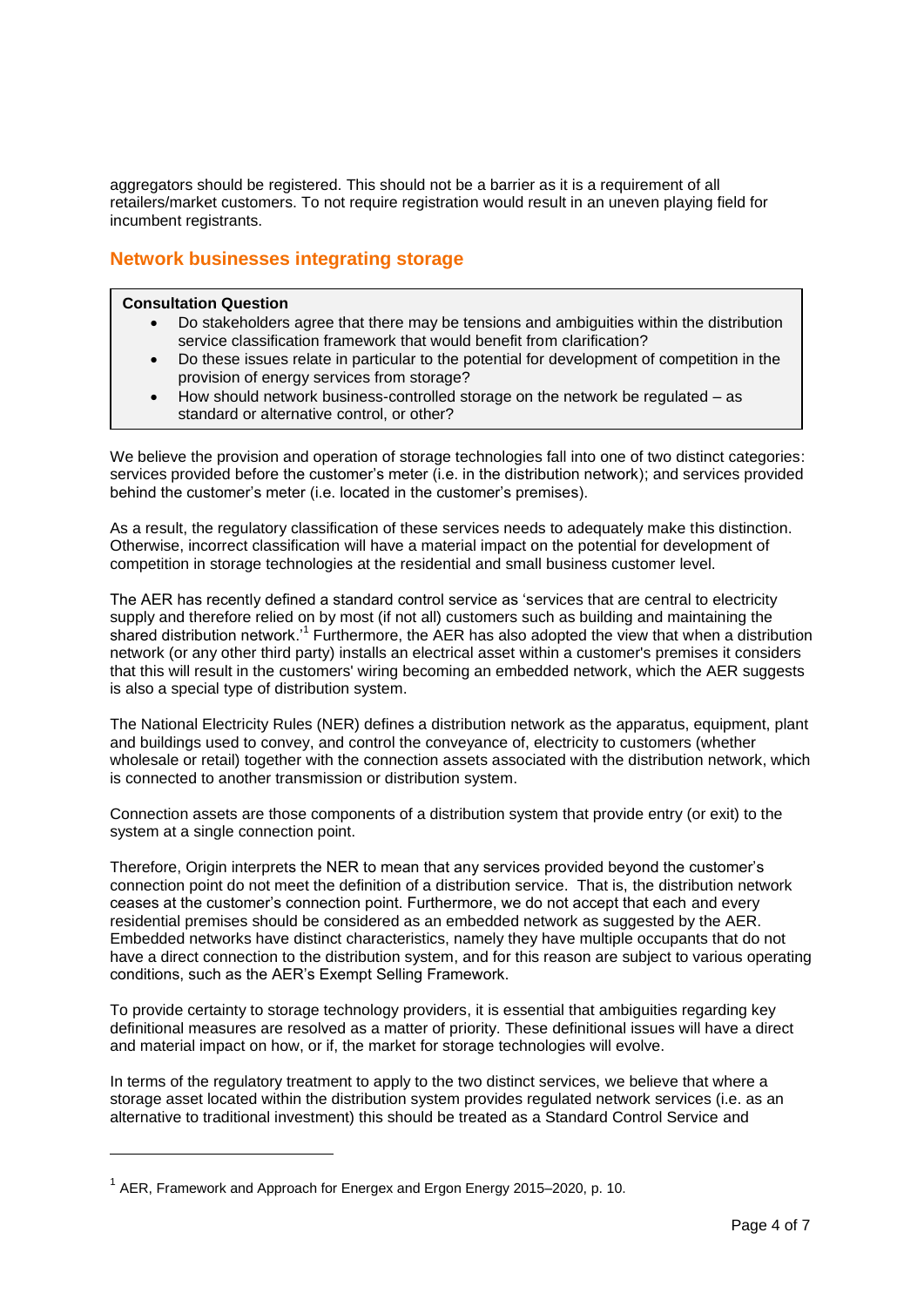aggregators should be registered. This should not be a barrier as it is a requirement of all retailers/market customers. To not require registration would result in an uneven playing field for incumbent registrants.

## Network businesses integrating storage

> **Consultation Question**
>
> - Do stakeholders agree that there may be tensions and ambiguities within the distribution service classification framework that would benefit from clarification?
> - Do these issues relate in particular to the potential for development of competition in the provision of energy services from storage?
> - How should network business-controlled storage on the network be regulated – as standard or alternative control, or other?

We believe the provision and operation of storage technologies fall into one of two distinct categories: services provided before the customer's meter (i.e. in the distribution network); and services provided behind the customer's meter (i.e. located in the customer's premises).

As a result, the regulatory classification of these services needs to adequately make this distinction. Otherwise, incorrect classification will have a material impact on the potential for development of competition in storage technologies at the residential and small business customer level.

The AER has recently defined a standard control service as 'services that are central to electricity supply and therefore relied on by most (if not all) customers such as building and maintaining the shared distribution network.'[1] Furthermore, the AER has also adopted the view that when a distribution network (or any other third party) installs an electrical asset within a customer's premises it considers that this will result in the customers' wiring becoming an embedded network, which the AER suggests is also a special type of distribution system.

The National Electricity Rules (NER) defines a distribution network as the apparatus, equipment, plant and buildings used to convey, and control the conveyance of, electricity to customers (whether wholesale or retail) together with the connection assets associated with the distribution network, which is connected to another transmission or distribution system.

Connection assets are those components of a distribution system that provide entry (or exit) to the system at a single connection point.

Therefore, Origin interprets the NER to mean that any services provided beyond the customer's connection point do not meet the definition of a distribution service. That is, the distribution network ceases at the customer's connection point. Furthermore, we do not accept that each and every residential premises should be considered as an embedded network as suggested by the AER. Embedded networks have distinct characteristics, namely they have multiple occupants that do not have a direct connection to the distribution system, and for this reason are subject to various operating conditions, such as the AER's Exempt Selling Framework.

To provide certainty to storage technology providers, it is essential that ambiguities regarding key definitional measures are resolved as a matter of priority. These definitional issues will have a direct and material impact on how, or if, the market for storage technologies will evolve.

In terms of the regulatory treatment to apply to the two distinct services, we believe that where a storage asset located within the distribution system provides regulated network services (i.e. as an alternative to traditional investment) this should be treated as a Standard Control Service and

---

[1] AER, Framework and Approach for Energex and Ergon Energy 2015–2020, p. 10.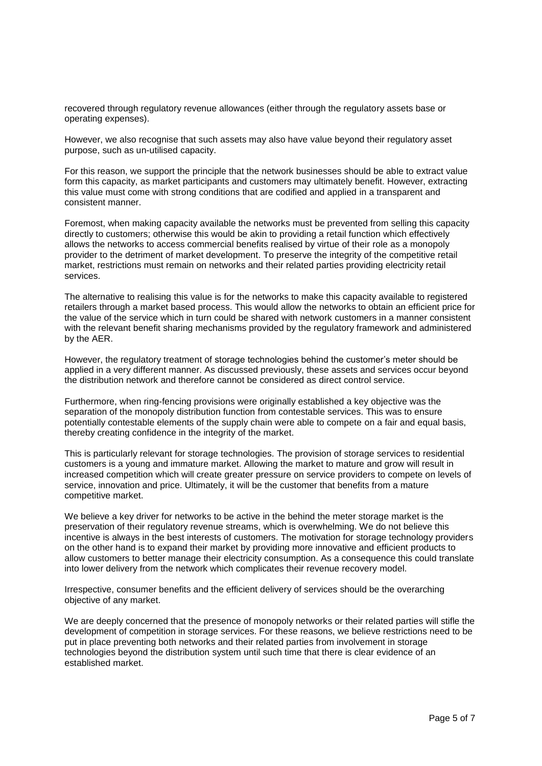recovered through regulatory revenue allowances (either through the regulatory assets base or operating expenses).

However, we also recognise that such assets may also have value beyond their regulatory asset purpose, such as un-utilised capacity.

For this reason, we support the principle that the network businesses should be able to extract value form this capacity, as market participants and customers may ultimately benefit. However, extracting this value must come with strong conditions that are codified and applied in a transparent and consistent manner.

Foremost, when making capacity available the networks must be prevented from selling this capacity directly to customers; otherwise this would be akin to providing a retail function which effectively allows the networks to access commercial benefits realised by virtue of their role as a monopoly provider to the detriment of market development. To preserve the integrity of the competitive retail market, restrictions must remain on networks and their related parties providing electricity retail services.

The alternative to realising this value is for the networks to make this capacity available to registered retailers through a market based process. This would allow the networks to obtain an efficient price for the value of the service which in turn could be shared with network customers in a manner consistent with the relevant benefit sharing mechanisms provided by the regulatory framework and administered by the AER.

However, the regulatory treatment of storage technologies behind the customer's meter should be applied in a very different manner. As discussed previously, these assets and services occur beyond the distribution network and therefore cannot be considered as direct control service.

Furthermore, when ring-fencing provisions were originally established a key objective was the separation of the monopoly distribution function from contestable services. This was to ensure potentially contestable elements of the supply chain were able to compete on a fair and equal basis, thereby creating confidence in the integrity of the market.

This is particularly relevant for storage technologies. The provision of storage services to residential customers is a young and immature market. Allowing the market to mature and grow will result in increased competition which will create greater pressure on service providers to compete on levels of service, innovation and price. Ultimately, it will be the customer that benefits from a mature competitive market.

We believe a key driver for networks to be active in the behind the meter storage market is the preservation of their regulatory revenue streams, which is overwhelming. We do not believe this incentive is always in the best interests of customers. The motivation for storage technology providers on the other hand is to expand their market by providing more innovative and efficient products to allow customers to better manage their electricity consumption. As a consequence this could translate into lower delivery from the network which complicates their revenue recovery model.

Irrespective, consumer benefits and the efficient delivery of services should be the overarching objective of any market.

We are deeply concerned that the presence of monopoly networks or their related parties will stifle the development of competition in storage services. For these reasons, we believe restrictions need to be put in place preventing both networks and their related parties from involvement in storage technologies beyond the distribution system until such time that there is clear evidence of an established market.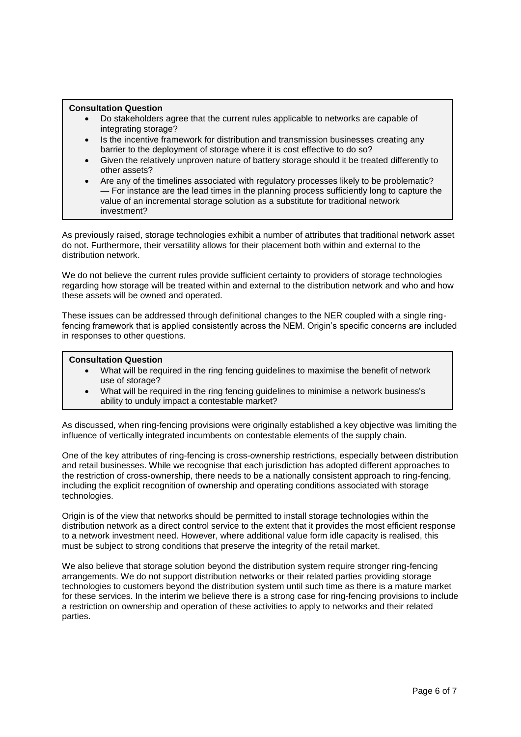**Consultation Question**

- Do stakeholders agree that the current rules applicable to networks are capable of integrating storage?
- Is the incentive framework for distribution and transmission businesses creating any barrier to the deployment of storage where it is cost effective to do so?
- Given the relatively unproven nature of battery storage should it be treated differently to other assets?
- Are any of the timelines associated with regulatory processes likely to be problematic? — For instance are the lead times in the planning process sufficiently long to capture the value of an incremental storage solution as a substitute for traditional network investment?

As previously raised, storage technologies exhibit a number of attributes that traditional network asset do not. Furthermore, their versatility allows for their placement both within and external to the distribution network.

We do not believe the current rules provide sufficient certainty to providers of storage technologies regarding how storage will be treated within and external to the distribution network and who and how these assets will be owned and operated.

These issues can be addressed through definitional changes to the NER coupled with a single ring-fencing framework that is applied consistently across the NEM. Origin's specific concerns are included in responses to other questions.

**Consultation Question**

- What will be required in the ring fencing guidelines to maximise the benefit of network use of storage?
- What will be required in the ring fencing guidelines to minimise a network business's ability to unduly impact a contestable market?

As discussed, when ring-fencing provisions were originally established a key objective was limiting the influence of vertically integrated incumbents on contestable elements of the supply chain.

One of the key attributes of ring-fencing is cross-ownership restrictions, especially between distribution and retail businesses. While we recognise that each jurisdiction has adopted different approaches to the restriction of cross-ownership, there needs to be a nationally consistent approach to ring-fencing, including the explicit recognition of ownership and operating conditions associated with storage technologies.

Origin is of the view that networks should be permitted to install storage technologies within the distribution network as a direct control service to the extent that it provides the most efficient response to a network investment need. However, where additional value form idle capacity is realised, this must be subject to strong conditions that preserve the integrity of the retail market.

We also believe that storage solution beyond the distribution system require stronger ring-fencing arrangements. We do not support distribution networks or their related parties providing storage technologies to customers beyond the distribution system until such time as there is a mature market for these services. In the interim we believe there is a strong case for ring-fencing provisions to include a restriction on ownership and operation of these activities to apply to networks and their related parties.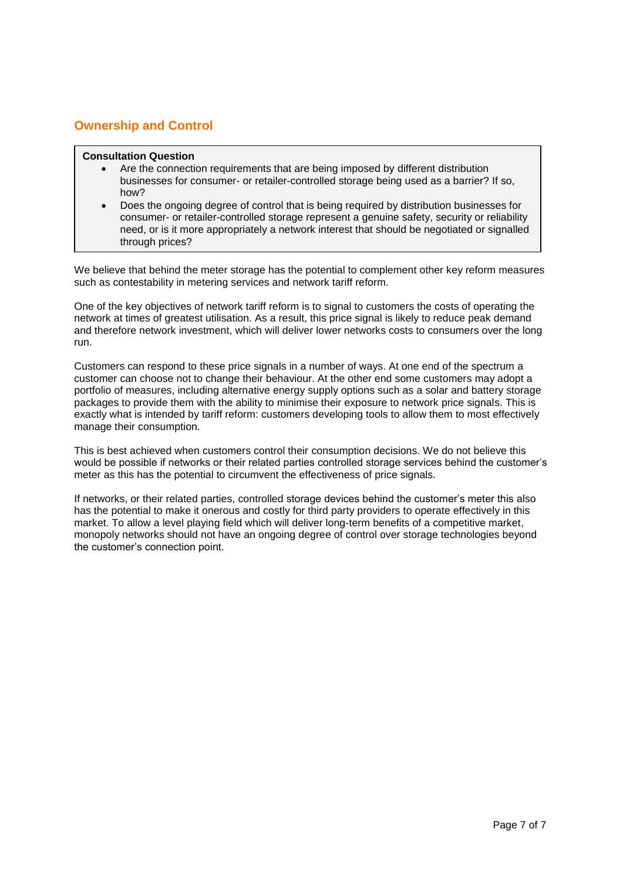## Ownership and Control

> **Consultation Question**
>
> - Are the connection requirements that are being imposed by different distribution businesses for consumer- or retailer-controlled storage being used as a barrier? If so, how?
> - Does the ongoing degree of control that is being required by distribution businesses for consumer- or retailer-controlled storage represent a genuine safety, security or reliability need, or is it more appropriately a network interest that should be negotiated or signalled through prices?

We believe that behind the meter storage has the potential to complement other key reform measures such as contestability in metering services and network tariff reform.

One of the key objectives of network tariff reform is to signal to customers the costs of operating the network at times of greatest utilisation. As a result, this price signal is likely to reduce peak demand and therefore network investment, which will deliver lower networks costs to consumers over the long run.

Customers can respond to these price signals in a number of ways. At one end of the spectrum a customer can choose not to change their behaviour. At the other end some customers may adopt a portfolio of measures, including alternative energy supply options such as a solar and battery storage packages to provide them with the ability to minimise their exposure to network price signals. This is exactly what is intended by tariff reform: customers developing tools to allow them to most effectively manage their consumption.

This is best achieved when customers control their consumption decisions. We do not believe this would be possible if networks or their related parties controlled storage services behind the customer's meter as this has the potential to circumvent the effectiveness of price signals.

If networks, or their related parties, controlled storage devices behind the customer's meter this also has the potential to make it onerous and costly for third party providers to operate effectively in this market. To allow a level playing field which will deliver long-term benefits of a competitive market, monopoly networks should not have an ongoing degree of control over storage technologies beyond the customer's connection point.